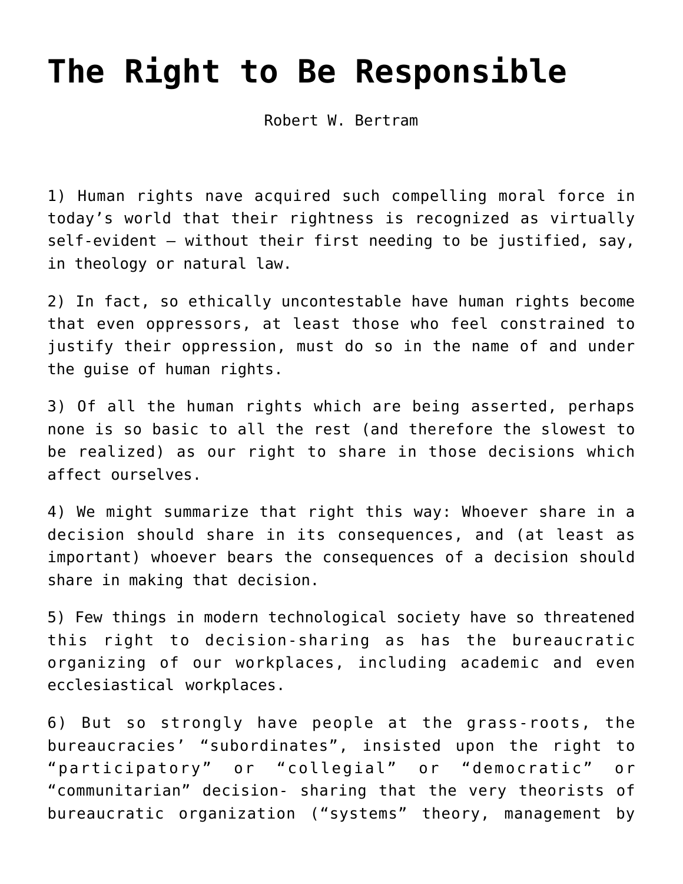# The Right to Be Responsible

Robert W. Bertram

1) Human rights nave acquired such compelling moral force in today's world that their rightness is recognized as virtually self-evident – without their first needing to be justified, say, in theology or natural law.

2) In fact, so ethically uncontestable have human rights become that even oppressors, at least those who feel constrained to justify their oppression, must do so in the name of and under the guise of human rights.

3) Of all the human rights which are being asserted, perhaps none is so basic to all the rest (and therefore the slowest to be realized) as our right to share in those decisions which affect ourselves.

4) We might summarize that right this way: Whoever share in a decision should share in its consequences, and (at least as important) whoever bears the consequences of a decision should share in making that decision.

5) Few things in modern technological society have so threatened this right to decision-sharing as has the bureaucratic organizing of our workplaces, including academic and even ecclesiastical workplaces.

6) But so strongly have people at the grass-roots, the bureaucracies' "subordinates", insisted upon the right to "participatory" or "collegial" or "democratic" or "communitarian" decision- sharing that the very theorists of bureaucratic organization ("systems" theory, management by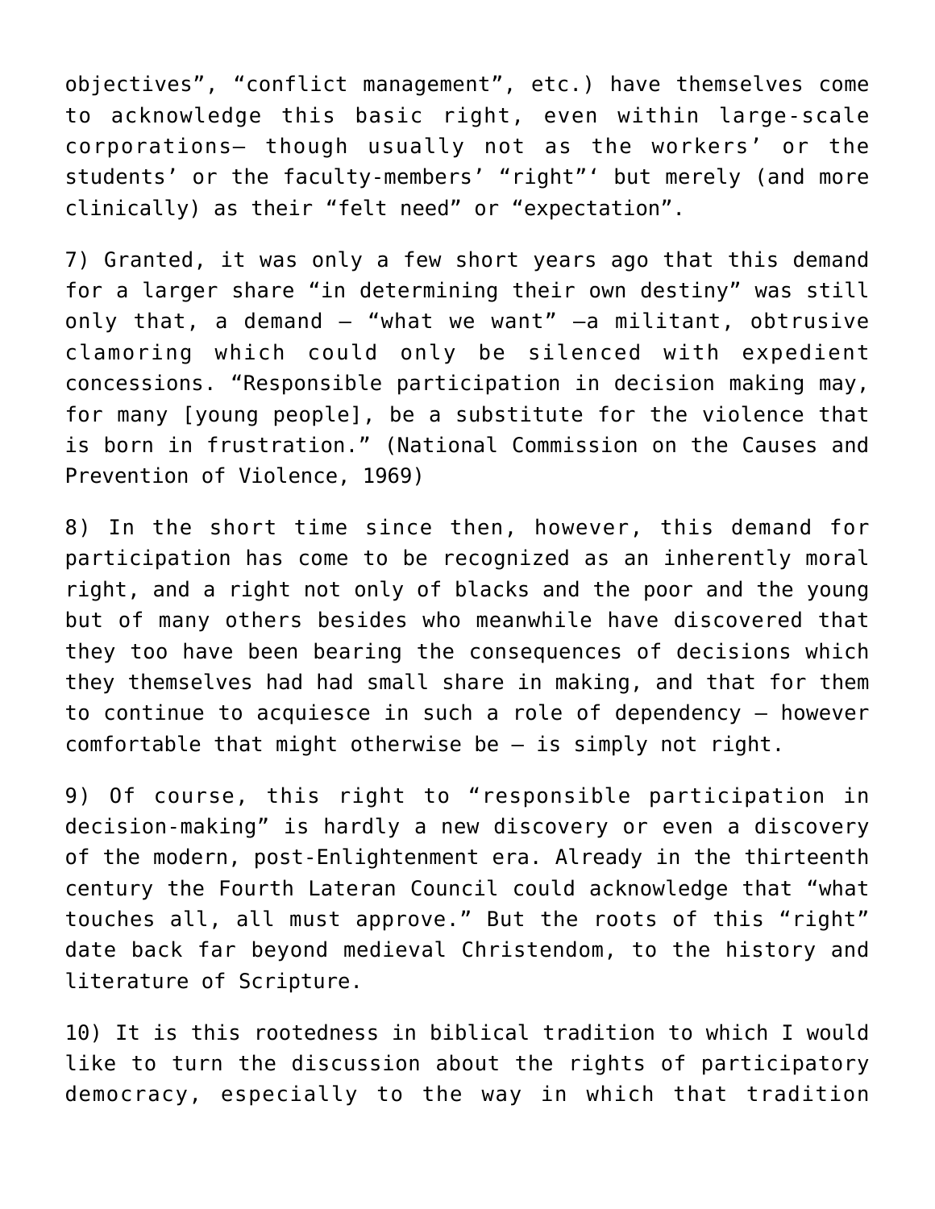objectives”, “conflict management”, etc.) have themselves come to acknowledge this basic right, even within large-scale corporations– though usually not as the workers’ or the students’ or the faculty-members’ “right”‘ but merely (and more clinically) as their “felt need” or “expectation”.

7) Granted, it was only a few short years ago that this demand for a larger share “in determining their own destiny” was still only that, a demand – “what we want” –a militant, obtrusive clamoring which could only be silenced with expedient concessions. “Responsible participation in decision making may, for many [young people], be a substitute for the violence that is born in frustration.” (National Commission on the Causes and Prevention of Violence, 1969)

8) In the short time since then, however, this demand for participation has come to be recognized as an inherently moral right, and a right not only of blacks and the poor and the young but of many others besides who meanwhile have discovered that they too have been bearing the consequences of decisions which they themselves had had small share in making, and that for them to continue to acquiesce in such a role of dependency – however comfortable that might otherwise be – is simply not right.

9) Of course, this right to “responsible participation in decision-making” is hardly a new discovery or even a discovery of the modern, post-Enlightenment era. Already in the thirteenth century the Fourth Lateran Council could acknowledge that “what touches all, all must approve.” But the roots of this “right” date back far beyond medieval Christendom, to the history and literature of Scripture.

10) It is this rootedness in biblical tradition to which I would like to turn the discussion about the rights of participatory democracy, especially to the way in which that tradition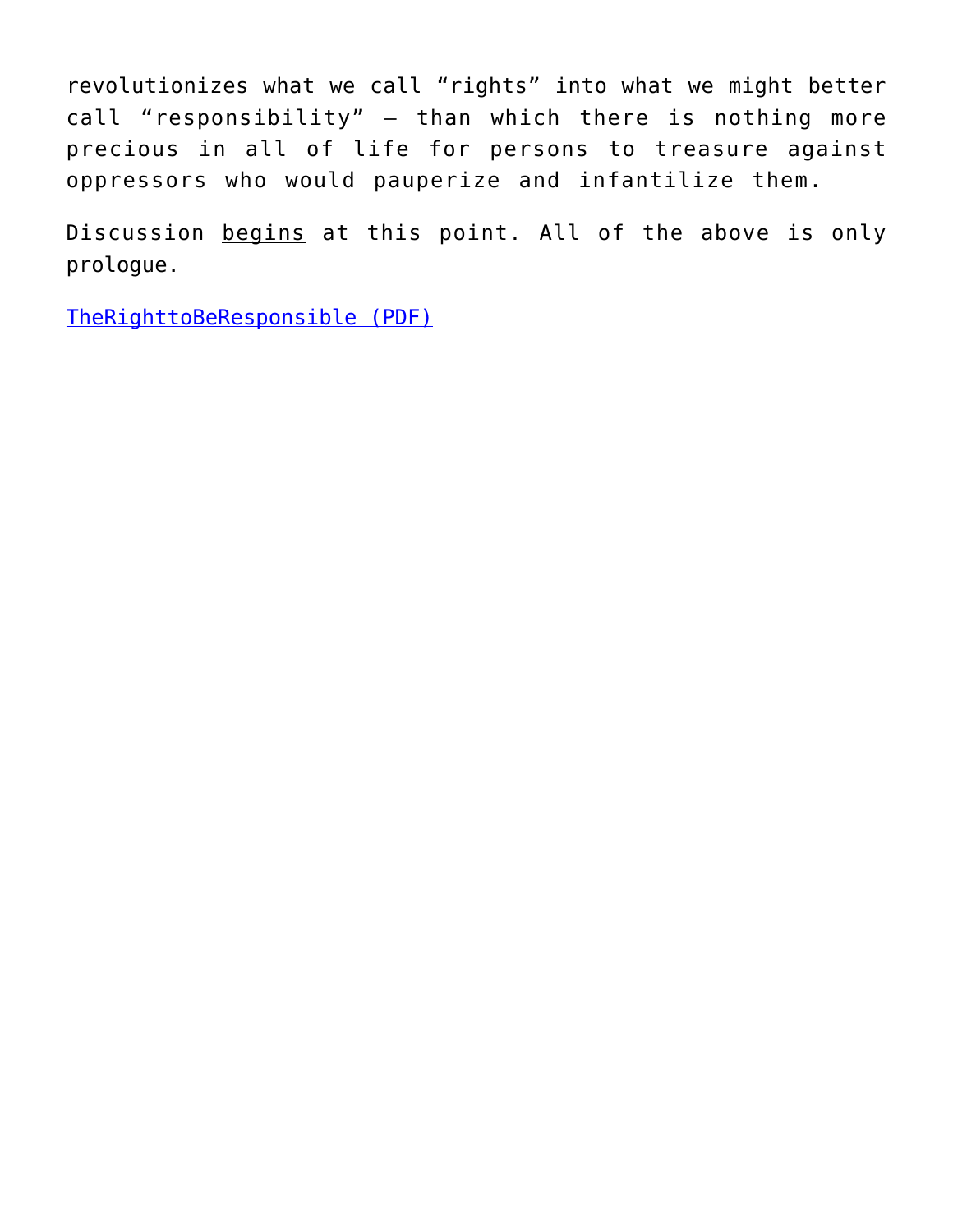revolutionizes what we call "rights" into what we might better call "responsibility" — than which there is nothing more precious in all of life for persons to treasure against oppressors who would pauperize and infantilize them.

Discussion begins at this point. All of the above is only prologue.

TheRighttoBeResponsible (PDF)